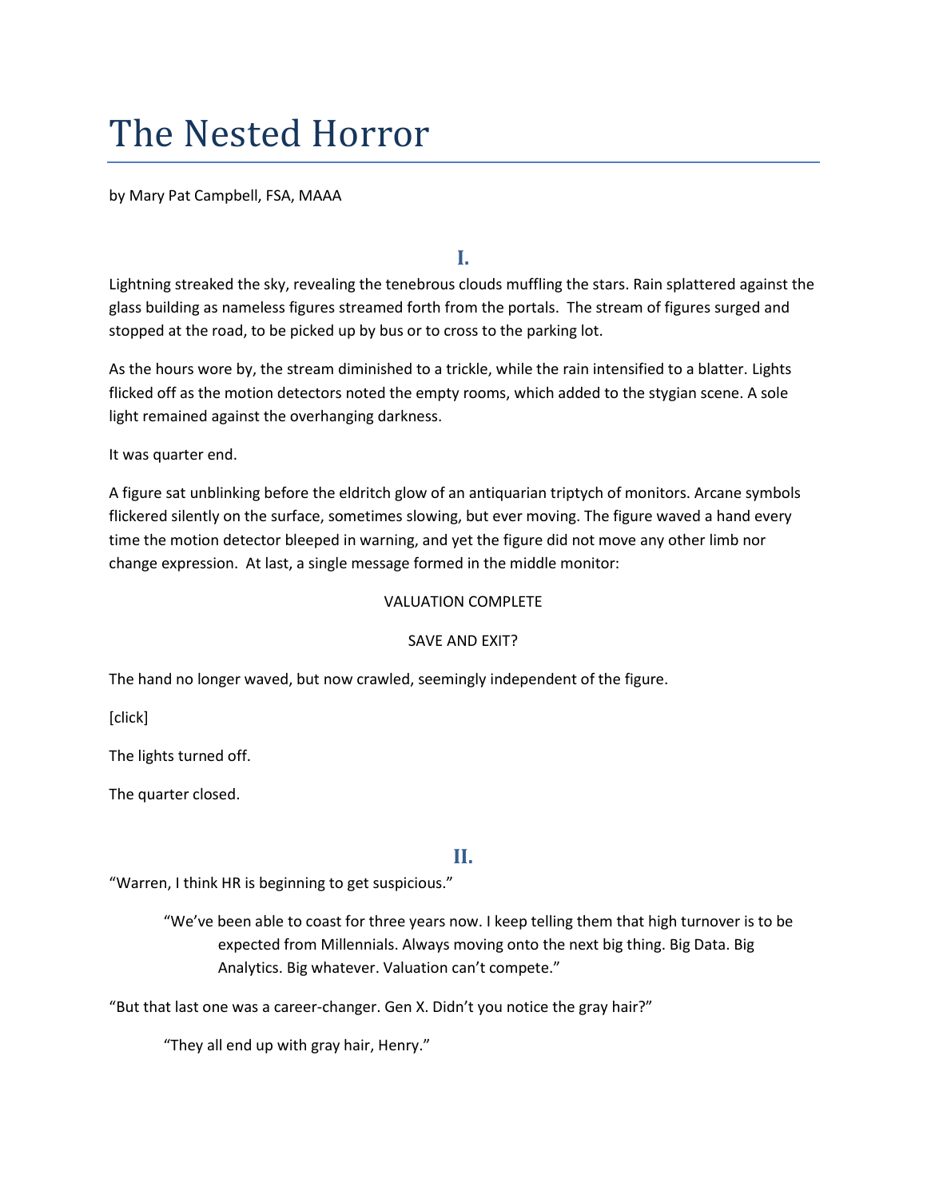# The Nested Horror

by Mary Pat Campbell, FSA, MAAA

## I.

Lightning streaked the sky, revealing the tenebrous clouds muffling the stars. Rain splattered against the glass building as nameless figures streamed forth from the portals. The stream of figures surged and stopped at the road, to be picked up by bus or to cross to the parking lot.

As the hours wore by, the stream diminished to a trickle, while the rain intensified to a blatter. Lights flicked off as the motion detectors noted the empty rooms, which added to the stygian scene. A sole light remained against the overhanging darkness.

It was quarter end.

A figure sat unblinking before the eldritch glow of an antiquarian triptych of monitors. Arcane symbols flickered silently on the surface, sometimes slowing, but ever moving. The figure waved a hand every time the motion detector bleeped in warning, and yet the figure did not move any other limb nor change expression. At last, a single message formed in the middle monitor:

VALUATION COMPLETE

SAVE AND EXIT?

The hand no longer waved, but now crawled, seemingly independent of the figure.

[click]

The lights turned off.

The quarter closed.

## II.

"Warren, I think HR is beginning to get suspicious."

> "We've been able to coast for three years now. I keep telling them that high turnover is to be expected from Millennials. Always moving onto the next big thing. Big Data. Big Analytics. Big whatever. Valuation can't compete."

"But that last one was a career-changer. Gen X. Didn't you notice the gray hair?"

> "They all end up with gray hair, Henry."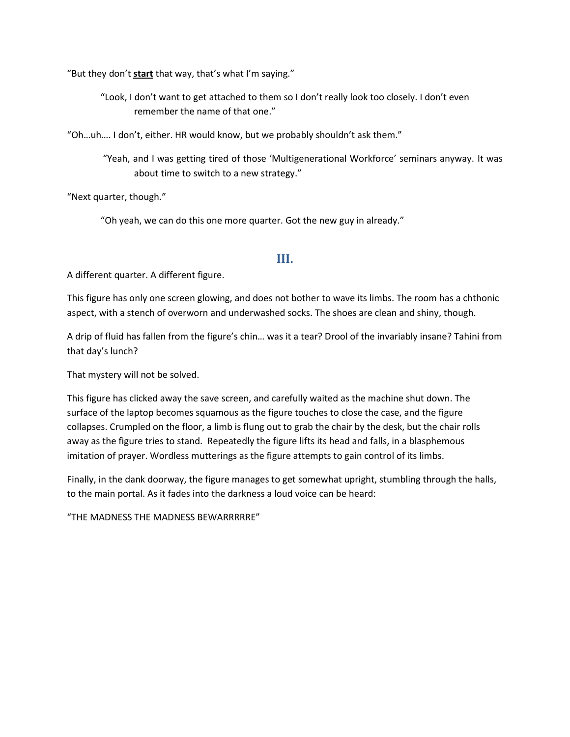"But they don't **start** that way, that's what I'm saying."

"Look, I don't want to get attached to them so I don't really look too closely. I don't even remember the name of that one."

"Oh…uh…. I don't, either. HR would know, but we probably shouldn't ask them."

"Yeah, and I was getting tired of those 'Multigenerational Workforce' seminars anyway. It was about time to switch to a new strategy."

"Next quarter, though."

"Oh yeah, we can do this one more quarter. Got the new guy in already."

## III.

A different quarter. A different figure.

This figure has only one screen glowing, and does not bother to wave its limbs. The room has a chthonic aspect, with a stench of overworn and underwashed socks. The shoes are clean and shiny, though.

A drip of fluid has fallen from the figure's chin… was it a tear? Drool of the invariably insane? Tahini from that day's lunch?

That mystery will not be solved.

This figure has clicked away the save screen, and carefully waited as the machine shut down. The surface of the laptop becomes squamous as the figure touches to close the case, and the figure collapses. Crumpled on the floor, a limb is flung out to grab the chair by the desk, but the chair rolls away as the figure tries to stand. Repeatedly the figure lifts its head and falls, in a blasphemous imitation of prayer. Wordless mutterings as the figure attempts to gain control of its limbs.

Finally, in the dank doorway, the figure manages to get somewhat upright, stumbling through the halls, to the main portal. As it fades into the darkness a loud voice can be heard:

"THE MADNESS THE MADNESS BEWARRRRRE"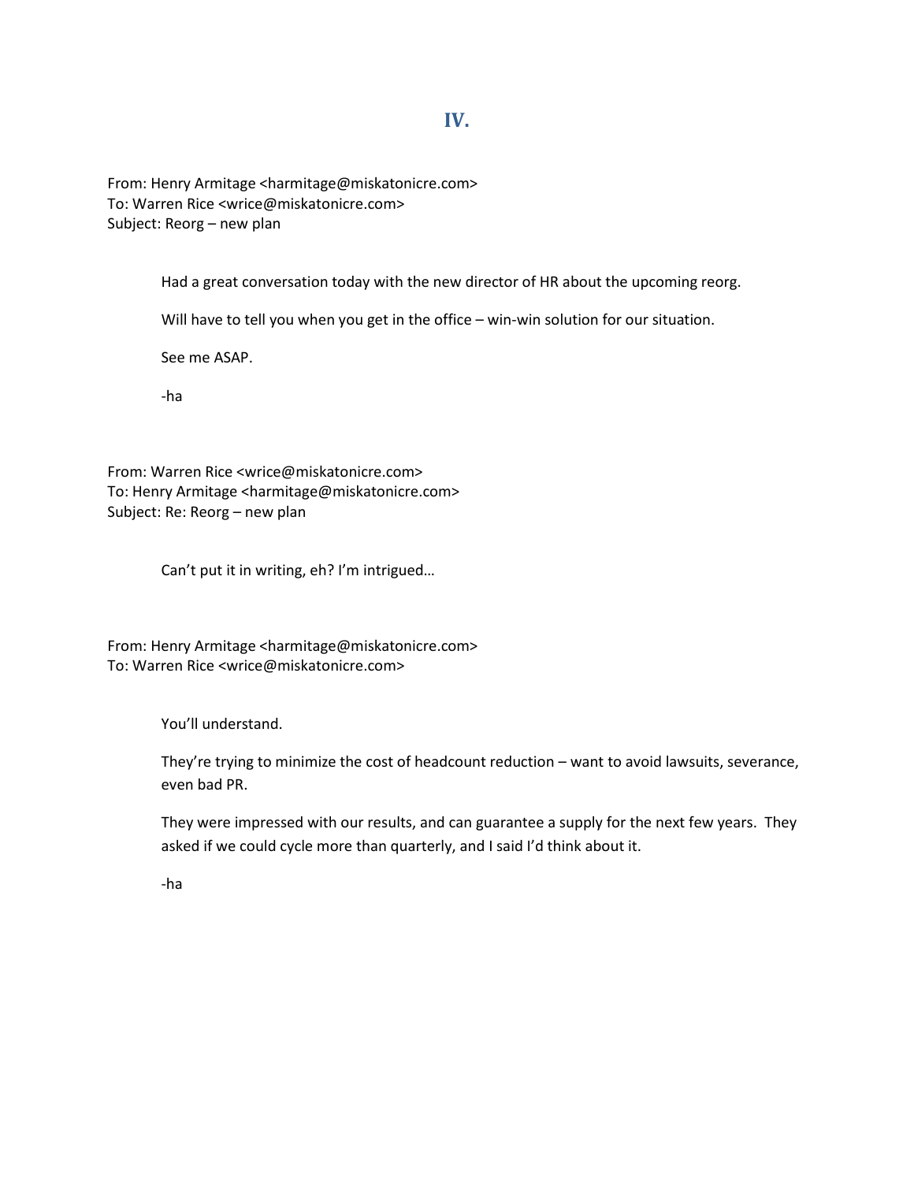## IV.

From: Henry Armitage <harmitage@miskatonicre.com>
To: Warren Rice <wrice@miskatonicre.com>
Subject: Reorg – new plan

> Had a great conversation today with the new director of HR about the upcoming reorg.
>
> Will have to tell you when you get in the office – win-win solution for our situation.
>
> See me ASAP.
>
> -ha

From: Warren Rice <wrice@miskatonicre.com>
To: Henry Armitage <harmitage@miskatonicre.com>
Subject: Re: Reorg – new plan

> Can't put it in writing, eh? I'm intrigued…

From: Henry Armitage <harmitage@miskatonicre.com>
To: Warren Rice <wrice@miskatonicre.com>

> You'll understand.
>
> They're trying to minimize the cost of headcount reduction – want to avoid lawsuits, severance, even bad PR.
>
> They were impressed with our results, and can guarantee a supply for the next few years. They asked if we could cycle more than quarterly, and I said I'd think about it.
>
> -ha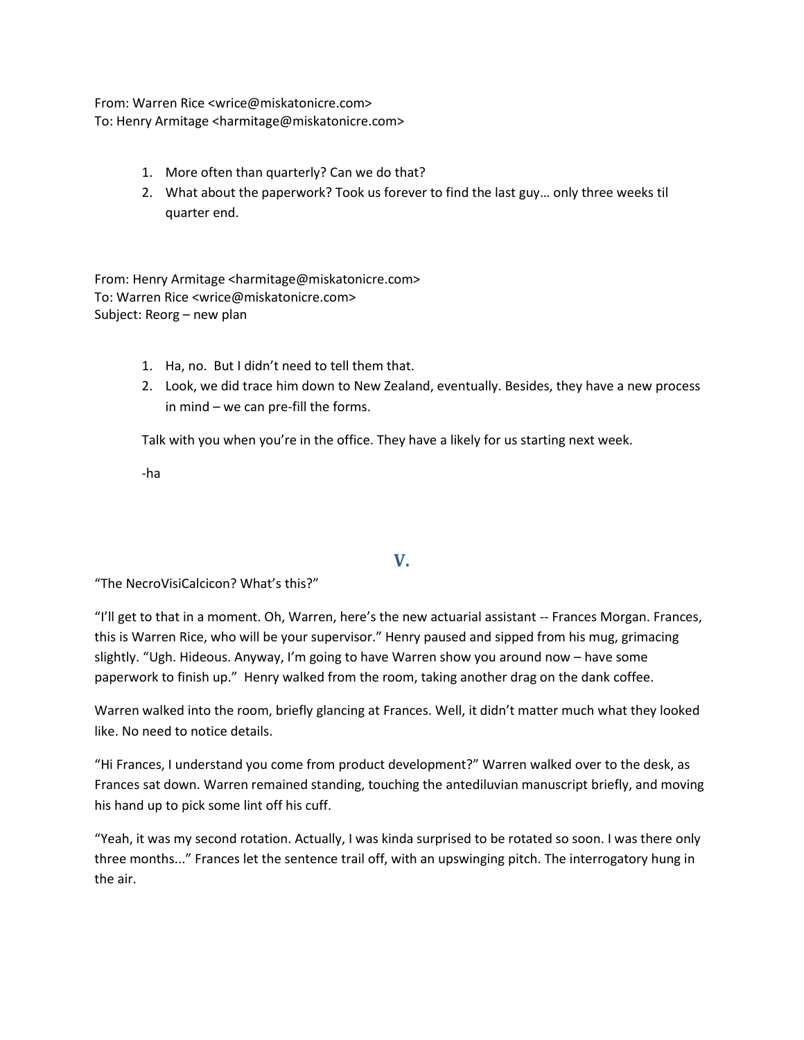From: Warren Rice <wrice@miskatonicre.com>
To: Henry Armitage <harmitage@miskatonicre.com>

1. More often than quarterly? Can we do that?
2. What about the paperwork? Took us forever to find the last guy… only three weeks til quarter end.

From: Henry Armitage <harmitage@miskatonicre.com>
To: Warren Rice <wrice@miskatonicre.com>
Subject: Reorg – new plan

1. Ha, no. But I didn't need to tell them that.
2. Look, we did trace him down to New Zealand, eventually. Besides, they have a new process in mind – we can pre-fill the forms.

Talk with you when you're in the office. They have a likely for us starting next week.

-ha

## V.

"The NecroVisiCalcicon? What's this?"

"I'll get to that in a moment. Oh, Warren, here's the new actuarial assistant -- Frances Morgan. Frances, this is Warren Rice, who will be your supervisor." Henry paused and sipped from his mug, grimacing slightly. "Ugh. Hideous. Anyway, I'm going to have Warren show you around now – have some paperwork to finish up." Henry walked from the room, taking another drag on the dank coffee.

Warren walked into the room, briefly glancing at Frances. Well, it didn't matter much what they looked like. No need to notice details.

"Hi Frances, I understand you come from product development?" Warren walked over to the desk, as Frances sat down. Warren remained standing, touching the antediluvian manuscript briefly, and moving his hand up to pick some lint off his cuff.

"Yeah, it was my second rotation. Actually, I was kinda surprised to be rotated so soon. I was there only three months..." Frances let the sentence trail off, with an upswinging pitch. The interrogatory hung in the air.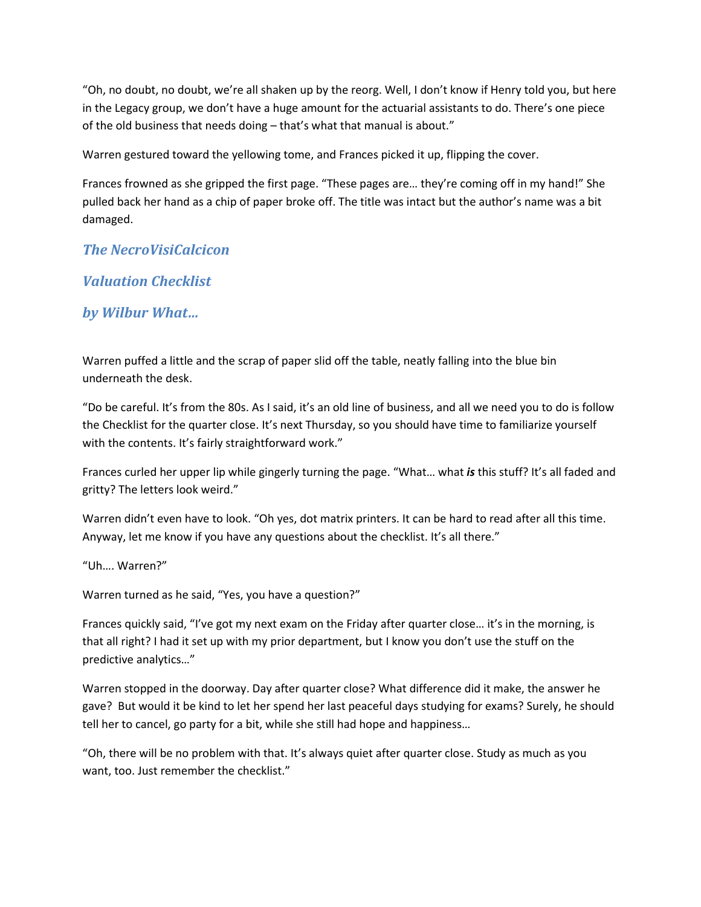"Oh, no doubt, no doubt, we're all shaken up by the reorg. Well, I don't know if Henry told you, but here in the Legacy group, we don't have a huge amount for the actuarial assistants to do. There's one piece of the old business that needs doing – that's what that manual is about."

Warren gestured toward the yellowing tome, and Frances picked it up, flipping the cover.

Frances frowned as she gripped the first page. "These pages are… they're coming off in my hand!" She pulled back her hand as a chip of paper broke off. The title was intact but the author's name was a bit damaged.

### *The NecroVisiCalcicon*

### *Valuation Checklist*

### *by Wilbur What…*

Warren puffed a little and the scrap of paper slid off the table, neatly falling into the blue bin underneath the desk.

"Do be careful. It's from the 80s. As I said, it's an old line of business, and all we need you to do is follow the Checklist for the quarter close. It's next Thursday, so you should have time to familiarize yourself with the contents. It's fairly straightforward work."

Frances curled her upper lip while gingerly turning the page. "What… what ***is*** this stuff? It's all faded and gritty? The letters look weird."

Warren didn't even have to look. "Oh yes, dot matrix printers. It can be hard to read after all this time. Anyway, let me know if you have any questions about the checklist. It's all there."

"Uh…. Warren?"

Warren turned as he said, "Yes, you have a question?"

Frances quickly said, "I've got my next exam on the Friday after quarter close… it's in the morning, is that all right? I had it set up with my prior department, but I know you don't use the stuff on the predictive analytics…"

Warren stopped in the doorway. Day after quarter close? What difference did it make, the answer he gave? But would it be kind to let her spend her last peaceful days studying for exams? Surely, he should tell her to cancel, go party for a bit, while she still had hope and happiness…

"Oh, there will be no problem with that. It's always quiet after quarter close. Study as much as you want, too. Just remember the checklist."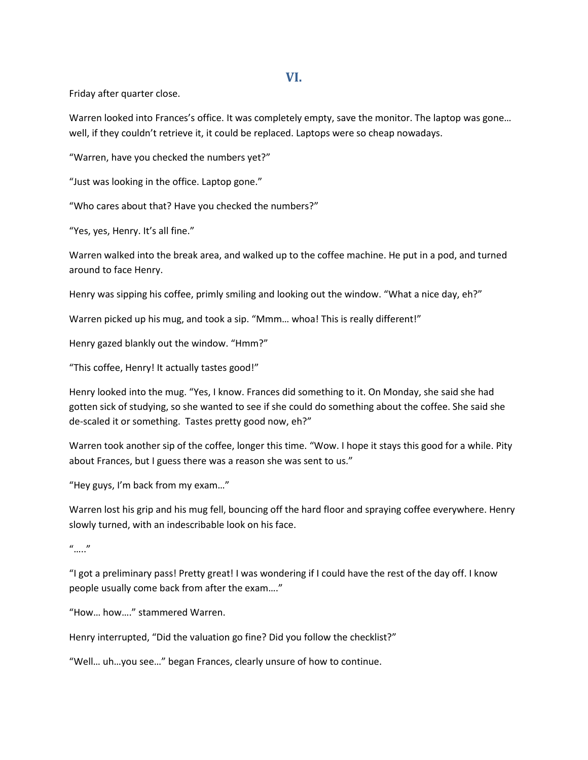## VI.

Friday after quarter close.

Warren looked into Frances's office. It was completely empty, save the monitor. The laptop was gone… well, if they couldn't retrieve it, it could be replaced. Laptops were so cheap nowadays.

"Warren, have you checked the numbers yet?"

"Just was looking in the office. Laptop gone."

"Who cares about that? Have you checked the numbers?"

"Yes, yes, Henry. It's all fine."

Warren walked into the break area, and walked up to the coffee machine. He put in a pod, and turned around to face Henry.

Henry was sipping his coffee, primly smiling and looking out the window. "What a nice day, eh?"

Warren picked up his mug, and took a sip. "Mmm… whoa! This is really different!"

Henry gazed blankly out the window. "Hmm?"

"This coffee, Henry! It actually tastes good!"

Henry looked into the mug. "Yes, I know. Frances did something to it. On Monday, she said she had gotten sick of studying, so she wanted to see if she could do something about the coffee. She said she de-scaled it or something. Tastes pretty good now, eh?"

Warren took another sip of the coffee, longer this time. "Wow. I hope it stays this good for a while. Pity about Frances, but I guess there was a reason she was sent to us."

"Hey guys, I'm back from my exam…"

Warren lost his grip and his mug fell, bouncing off the hard floor and spraying coffee everywhere. Henry slowly turned, with an indescribable look on his face.

"….."

"I got a preliminary pass! Pretty great! I was wondering if I could have the rest of the day off. I know people usually come back from after the exam…."

"How… how…." stammered Warren.

Henry interrupted, "Did the valuation go fine? Did you follow the checklist?"

"Well… uh…you see…" began Frances, clearly unsure of how to continue.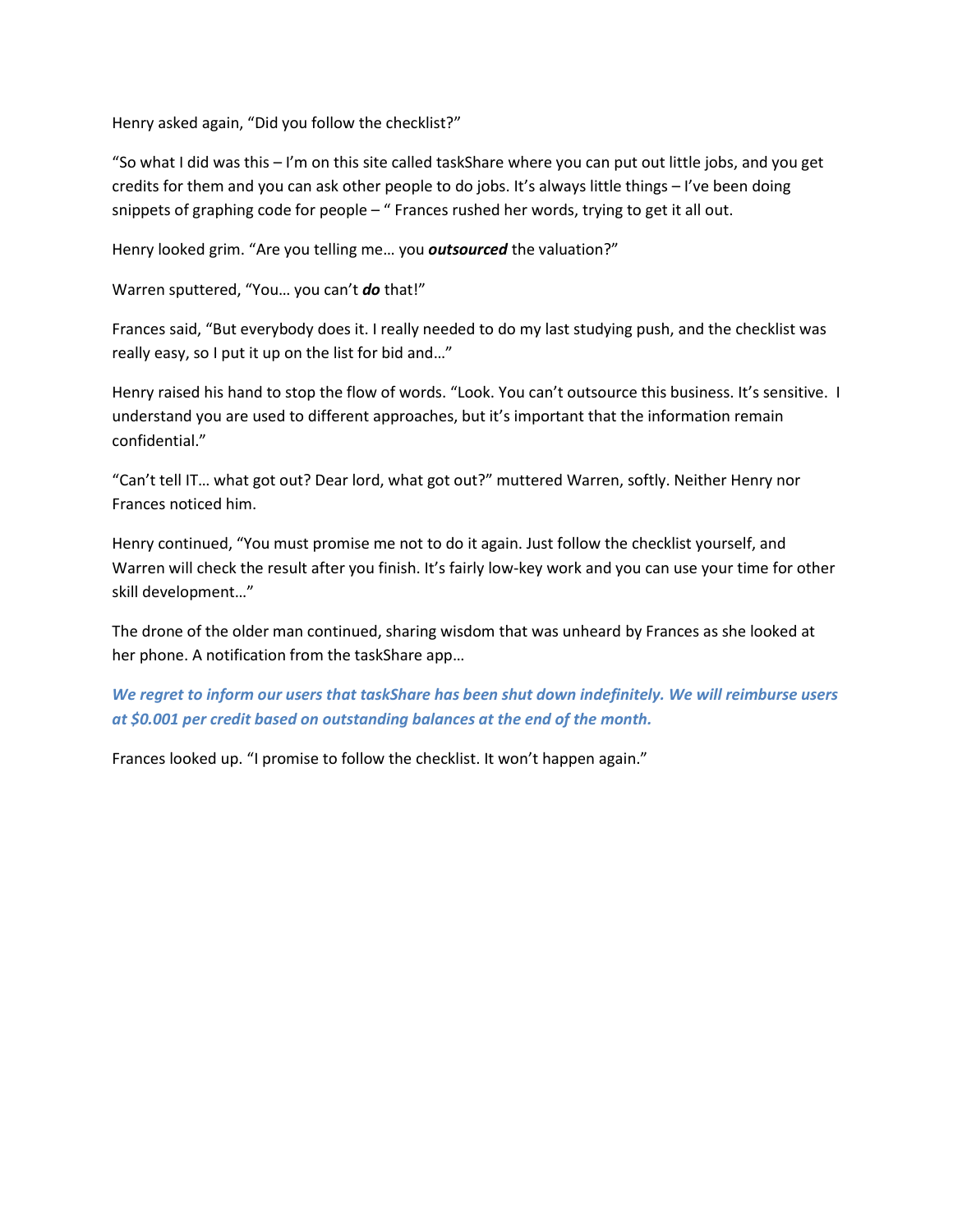Henry asked again, “Did you follow the checklist?”

“So what I did was this – I’m on this site called taskShare where you can put out little jobs, and you get credits for them and you can ask other people to do jobs. It’s always little things – I’ve been doing snippets of graphing code for people – ” Frances rushed her words, trying to get it all out.

Henry looked grim. “Are you telling me… you ***outsourced*** the valuation?”

Warren sputtered, “You… you can’t ***do*** that!”

Frances said, “But everybody does it. I really needed to do my last studying push, and the checklist was really easy, so I put it up on the list for bid and…”

Henry raised his hand to stop the flow of words. “Look. You can’t outsource this business. It’s sensitive. I understand you are used to different approaches, but it’s important that the information remain confidential.”

“Can’t tell IT… what got out? Dear lord, what got out?” muttered Warren, softly. Neither Henry nor Frances noticed him.

Henry continued, “You must promise me not to do it again. Just follow the checklist yourself, and Warren will check the result after you finish. It’s fairly low-key work and you can use your time for other skill development…”

The drone of the older man continued, sharing wisdom that was unheard by Frances as she looked at her phone. A notification from the taskShare app…

***We regret to inform our users that taskShare has been shut down indefinitely. We will reimburse users at $0.001 per credit based on outstanding balances at the end of the month.***

Frances looked up. “I promise to follow the checklist. It won’t happen again.”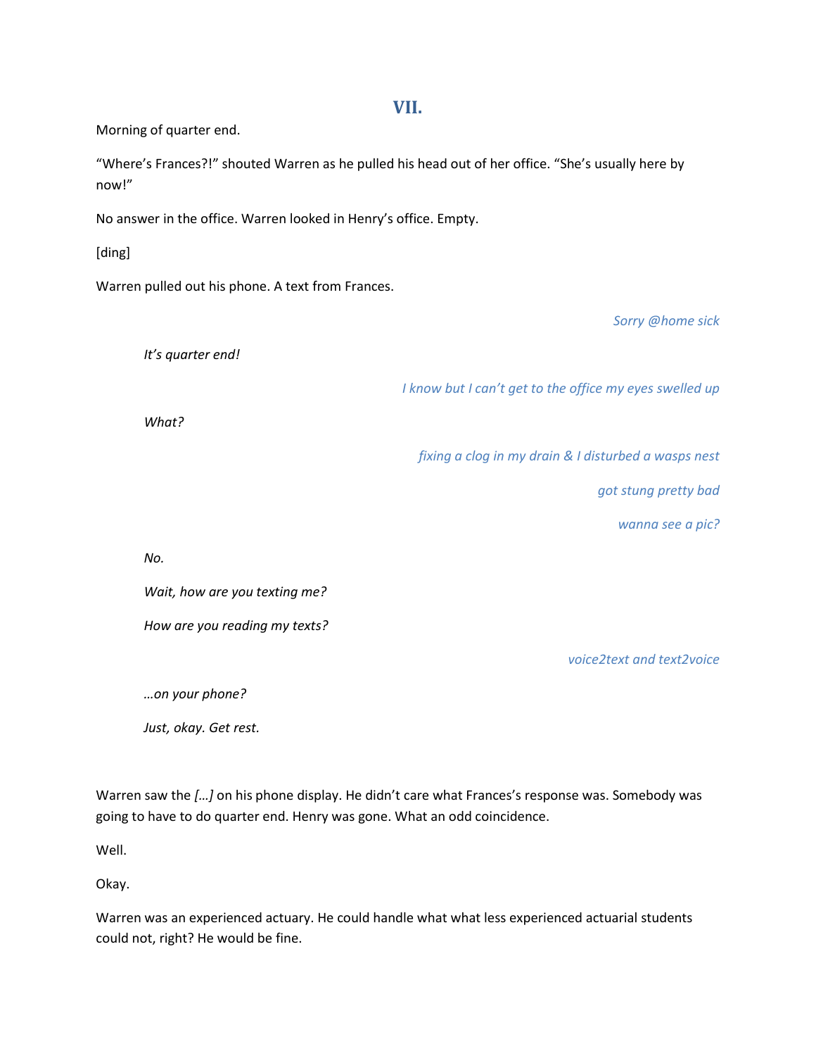# VII.

Morning of quarter end.

"Where's Frances?!" shouted Warren as he pulled his head out of her office. "She's usually here by now!"

No answer in the office. Warren looked in Henry's office. Empty.

[ding]

Warren pulled out his phone. A text from Frances.

*Sorry @home sick*

*It's quarter end!*

*I know but I can't get to the office my eyes swelled up*

*What?*

*fixing a clog in my drain & I disturbed a wasps nest*

*got stung pretty bad*

*wanna see a pic?*

*No.*

*Wait, how are you texting me?*

*How are you reading my texts?*

*voice2text and text2voice*

*…on your phone?*

*Just, okay. Get rest.*

Warren saw the *[…]* on his phone display. He didn't care what Frances's response was. Somebody was going to have to do quarter end. Henry was gone. What an odd coincidence.

Well.

Okay.

Warren was an experienced actuary. He could handle what what less experienced actuarial students could not, right? He would be fine.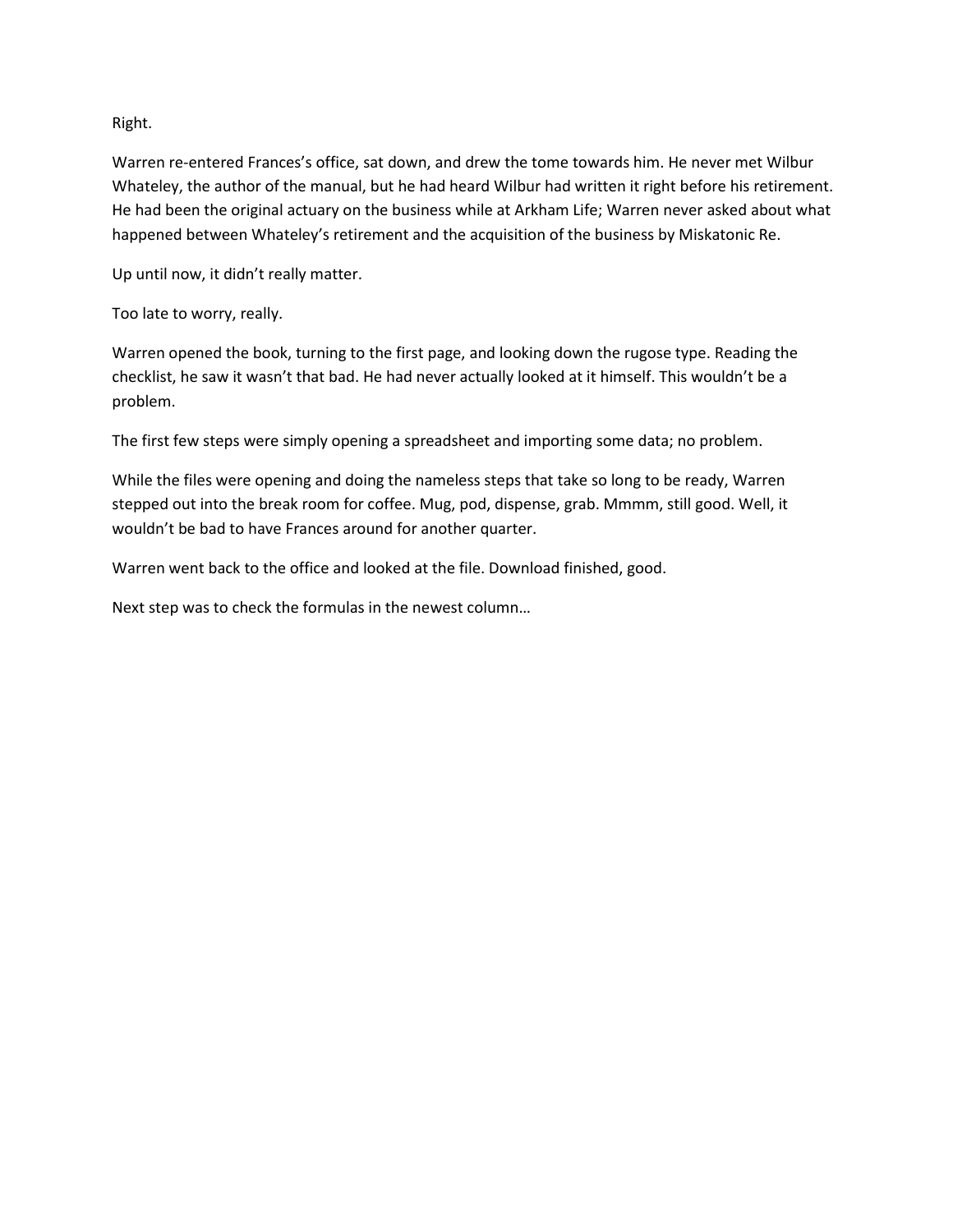Right.

Warren re-entered Frances's office, sat down, and drew the tome towards him. He never met Wilbur Whateley, the author of the manual, but he had heard Wilbur had written it right before his retirement. He had been the original actuary on the business while at Arkham Life; Warren never asked about what happened between Whateley's retirement and the acquisition of the business by Miskatonic Re.

Up until now, it didn't really matter.

Too late to worry, really.

Warren opened the book, turning to the first page, and looking down the rugose type. Reading the checklist, he saw it wasn't that bad. He had never actually looked at it himself. This wouldn't be a problem.

The first few steps were simply opening a spreadsheet and importing some data; no problem.

While the files were opening and doing the nameless steps that take so long to be ready, Warren stepped out into the break room for coffee. Mug, pod, dispense, grab. Mmmm, still good. Well, it wouldn't be bad to have Frances around for another quarter.

Warren went back to the office and looked at the file. Download finished, good.

Next step was to check the formulas in the newest column…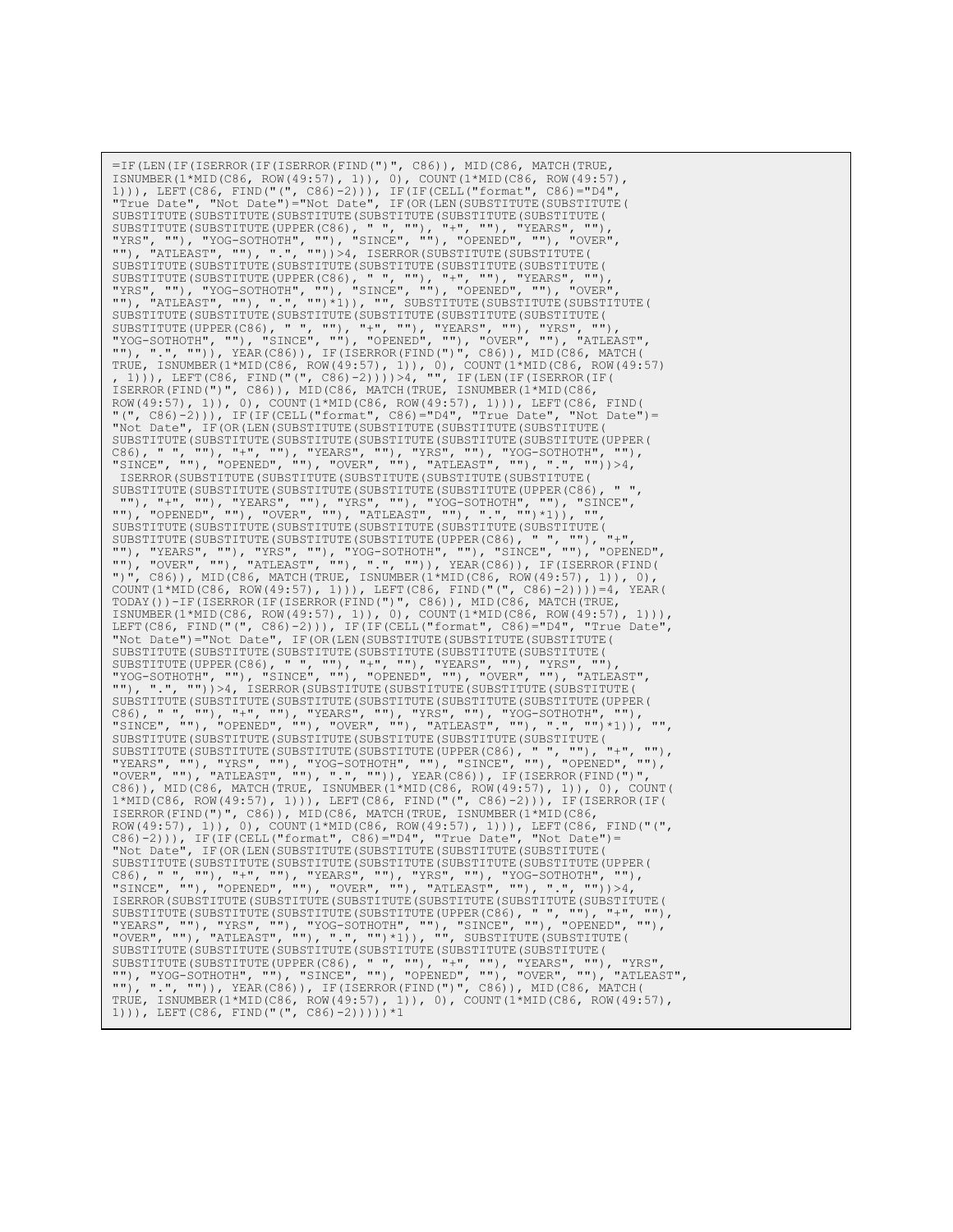```
=IF(LEN(IF(ISERROR(IF(ISERROR(FIND(")", C86)), MID(C86, MATCH(TRUE,
ISNUMBER(1*MID(C86, ROW(49:57), 1)), 0), COUNT(1*MID(C86, ROW(49:57),
1))), LEFT(C86, FIND("(", C86)-2))), IF(IF(CELL("format", C86)="D4",
"True Date", "Not Date")="Not Date", IF(OR(LEN(SUBSTITUTE(SUBSTITUTE(
SUBSTITUTE(SUBSTITUTE(SUBSTITUTE(SUBSTITUTE(SUBSTITUTE(SUBSTITUTE(
SUBSTITUTE(SUBSTITUTE(UPPER(C86), " ", ""), "+", ""), "YEARS", ""),
"YRS", ""), "YOG-SOTHOTH", ""), "SINCE", ""), "OPENED", ""), "OVER",
""), "ATLEAST", ""), ".", ""))>4, ISERROR(SUBSTITUTE(SUBSTITUTE(
SUBSTITUTE(SUBSTITUTE(SUBSTITUTE(SUBSTITUTE(SUBSTITUTE(SUBSTITUTE(
SUBSTITUTE(SUBSTITUTE(UPPER(C86), " ", ""), "+", ""), "YEARS", ""),
"YRS", ""), "YOG-SOTHOTH", ""), "SINCE", ""), "OPENED", ""), "OVER",
""), "ATLEAST", ""), ".", "")*1)), "", SUBSTITUTE(SUBSTITUTE(SUBSTITUTE(
SUBSTITUTE(SUBSTITUTE(SUBSTITUTE(SUBSTITUTE(SUBSTITUTE(SUBSTITUTE(
SUBSTITUTE(UPPER(C86), " ", ""), "+", ""), "YEARS", ""), "YRS", ""),
"YOG-SOTHOTH", ""), "SINCE", ""), "OPENED", ""), "OVER", ""), "ATLEAST",
""), ".", "")), YEAR(C86)), IF(ISERROR(FIND(")", C86)), MID(C86, MATCH(
TRUE, ISNUMBER(1*MID(C86, ROW(49:57), 1)), 0), COUNT(1*MID(C86, ROW(49:57)
, 1))), LEFT(C86, FIND("(", C86)-2))))>4, "", IF(LEN(IF(ISERROR(IF(
ISERROR(FIND(")", C86)), MID(C86, MATCH(TRUE, ISNUMBER(1*MID(C86,
ROW(49:57), 1)), 0), COUNT(1*MID(C86, ROW(49:57), 1))), LEFT(C86, FIND(
"(", C86)-2))), IF(IF(CELL("format", C86)="D4", "True Date", "Not Date")=
"Not Date", IF(OR(LEN(SUBSTITUTE(SUBSTITUTE(SUBSTITUTE(SUBSTITUTE(
SUBSTITUTE(SUBSTITUTE(SUBSTITUTE(SUBSTITUTE(SUBSTITUTE(SUBSTITUTE(UPPER(
C86), " ", ""), "+", ""), "YEARS", ""), "YRS", ""), "YOG-SOTHOTH", ""),
"SINCE", ""), "OPENED", ""), "OVER", ""), "ATLEAST", ""), ".", ""))>4,
 ISERROR(SUBSTITUTE(SUBSTITUTE(SUBSTITUTE(SUBSTITUTE(SUBSTITUTE(
SUBSTITUTE(SUBSTITUTE(SUBSTITUTE(SUBSTITUTE(SUBSTITUTE(UPPER(C86), " ",
 ""), "+", ""), "YEARS", ""), "YRS", ""), "YOG-SOTHOTH", ""), "SINCE",
""), "OPENED", ""), "OVER", ""), "ATLEAST", ""), ".", "")*1)), "",
SUBSTITUTE(SUBSTITUTE(SUBSTITUTE(SUBSTITUTE(SUBSTITUTE(SUBSTITUTE(
SUBSTITUTE(SUBSTITUTE(SUBSTITUTE(SUBSTITUTE(UPPER(C86), " ", ""), "+",
""), "YEARS", ""), "YRS", ""), "YOG-SOTHOTH", ""), "SINCE", ""), "OPENED",
""), "OVER", ""), "ATLEAST", ""), ".", "")), YEAR(C86)), IF(ISERROR(FIND(
")", C86)), MID(C86, MATCH(TRUE, ISNUMBER(1*MID(C86, ROW(49:57), 1)), 0),
COUNT(1*MID(C86, ROW(49:57), 1))), LEFT(C86, FIND("(", C86)-2))))=4, YEAR(
TODAY())-IF(ISERROR(IF(ISERROR(FIND(")", C86)), MID(C86, MATCH(TRUE,
ISNUMBER(1*MID(C86, ROW(49:57), 1)), 0), COUNT(1*MID(C86, ROW(49:57), 1))),
LEFT(C86, FIND("(", C86)-2))), IF(IF(CELL("format", C86)="D4", "True Date",
"Not Date")="Not Date", IF(OR(LEN(SUBSTITUTE(SUBSTITUTE(SUBSTITUTE(
SUBSTITUTE(SUBSTITUTE(SUBSTITUTE(SUBSTITUTE(SUBSTITUTE(SUBSTITUTE(
SUBSTITUTE(UPPER(C86), " ", ""), "+", ""), "YEARS", ""), "YRS", ""),
"YOG-SOTHOTH", ""), "SINCE", ""), "OPENED", ""), "OVER", ""), "ATLEAST",
""), ".", ""))>4, ISERROR(SUBSTITUTE(SUBSTITUTE(SUBSTITUTE(SUBSTITUTE(
SUBSTITUTE(SUBSTITUTE(SUBSTITUTE(SUBSTITUTE(SUBSTITUTE(SUBSTITUTE(UPPER(
C86), " ", ""), "+", ""), "YEARS", ""), "YRS", ""), "YOG-SOTHOTH", ""),
"SINCE", ""), "OPENED", ""), "OVER", ""), "ATLEAST", ""), ".", "")*1)), "",
SUBSTITUTE(SUBSTITUTE(SUBSTITUTE(SUBSTITUTE(SUBSTITUTE(SUBSTITUTE(
SUBSTITUTE(SUBSTITUTE(SUBSTITUTE(SUBSTITUTE(UPPER(C86), " ", ""), "+", ""),
"YEARS", ""), "YRS", ""), "YOG-SOTHOTH", ""), "SINCE", ""), "OPENED", ""),
"OVER", ""), "ATLEAST", ""), ".", "")), YEAR(C86)), IF(ISERROR(FIND(")",
C86)), MID(C86, MATCH(TRUE, ISNUMBER(1*MID(C86, ROW(49:57), 1)), 0), COUNT(
1*MID(C86, ROW(49:57), 1))), LEFT(C86, FIND("(", C86)-2))), IF(ISERROR(IF(
ISERROR(FIND(")", C86)), MID(C86, MATCH(TRUE, ISNUMBER(1*MID(C86,
ROW(49:57), 1)), 0), COUNT(1*MID(C86, ROW(49:57), 1))), LEFT(C86, FIND("(",
C86)-2))), IF(IF(CELL("format", C86)="D4", "True Date", "Not Date")=
"Not Date", IF(OR(LEN(SUBSTITUTE(SUBSTITUTE(SUBSTITUTE(SUBSTITUTE(
SUBSTITUTE(SUBSTITUTE(SUBSTITUTE(SUBSTITUTE(SUBSTITUTE(SUBSTITUTE(UPPER(
C86), " ", ""), "+", ""), "YEARS", ""), "YRS", ""), "YOG-SOTHOTH", ""),
"SINCE", ""), "OPENED", ""), "OVER", ""), "ATLEAST", ""), ".", ""))>4,
ISERROR(SUBSTITUTE(SUBSTITUTE(SUBSTITUTE(SUBSTITUTE(SUBSTITUTE(SUBSTITUTE(
SUBSTITUTE(SUBSTITUTE(SUBSTITUTE(SUBSTITUTE(UPPER(C86), " ", ""), "+", ""),
"YEARS", ""), "YRS", ""), "YOG-SOTHOTH", ""), "SINCE", ""), "OPENED", ""),
"OVER", ""), "ATLEAST", ""), ".", "")*1)), "", SUBSTITUTE(SUBSTITUTE(
SUBSTITUTE(SUBSTITUTE(SUBSTITUTE(SUBSTITUTE(SUBSTITUTE(SUBSTITUTE(
SUBSTITUTE(SUBSTITUTE(UPPER(C86), " ", ""), "+", ""), "YEARS", ""), "YRS",
""), "YOG-SOTHOTH", ""), "SINCE", ""), "OPENED", ""), "OVER", ""), "ATLEAST",
""), ".", "")), YEAR(C86)), IF(ISERROR(FIND(")", C86)), MID(C86, MATCH(
TRUE, ISNUMBER(1*MID(C86, ROW(49:57), 1)), 0), COUNT(1*MID(C86, ROW(49:57),
1))), LEFT(C86, FIND("(", C86)-2)))))*1
```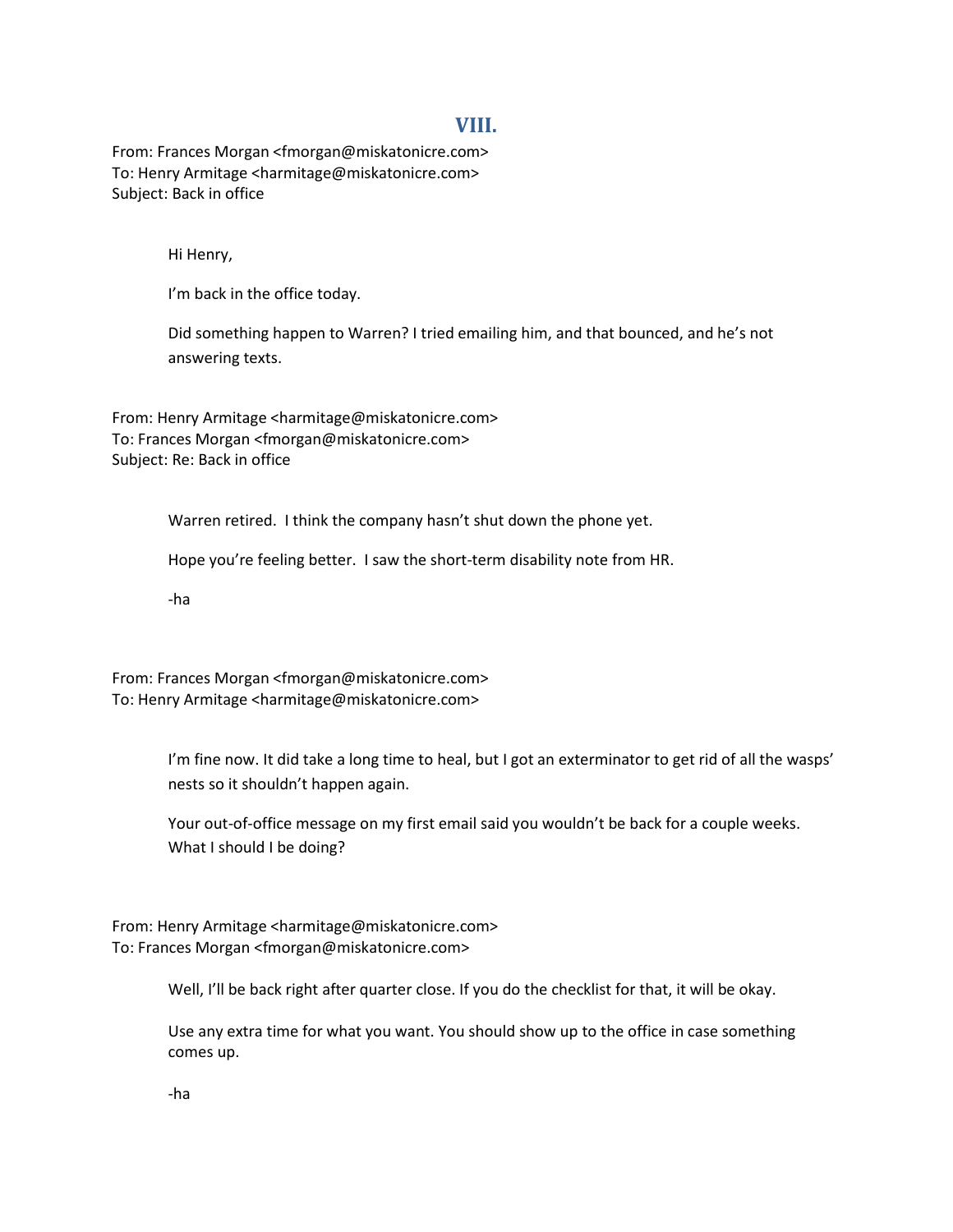## VIII.

From: Frances Morgan <fmorgan@miskatonicre.com>
To: Henry Armitage <harmitage@miskatonicre.com>
Subject: Back in office

> Hi Henry,
>
> I'm back in the office today.
>
> Did something happen to Warren? I tried emailing him, and that bounced, and he's not answering texts.

From: Henry Armitage <harmitage@miskatonicre.com>
To: Frances Morgan <fmorgan@miskatonicre.com>
Subject: Re: Back in office

> Warren retired. I think the company hasn't shut down the phone yet.
>
> Hope you're feeling better. I saw the short-term disability note from HR.
>
> -ha

From: Frances Morgan <fmorgan@miskatonicre.com>
To: Henry Armitage <harmitage@miskatonicre.com>

> I'm fine now. It did take a long time to heal, but I got an exterminator to get rid of all the wasps' nests so it shouldn't happen again.
>
> Your out-of-office message on my first email said you wouldn't be back for a couple weeks. What I should I be doing?

From: Henry Armitage <harmitage@miskatonicre.com>
To: Frances Morgan <fmorgan@miskatonicre.com>

> Well, I'll be back right after quarter close. If you do the checklist for that, it will be okay.
>
> Use any extra time for what you want. You should show up to the office in case something comes up.
>
> -ha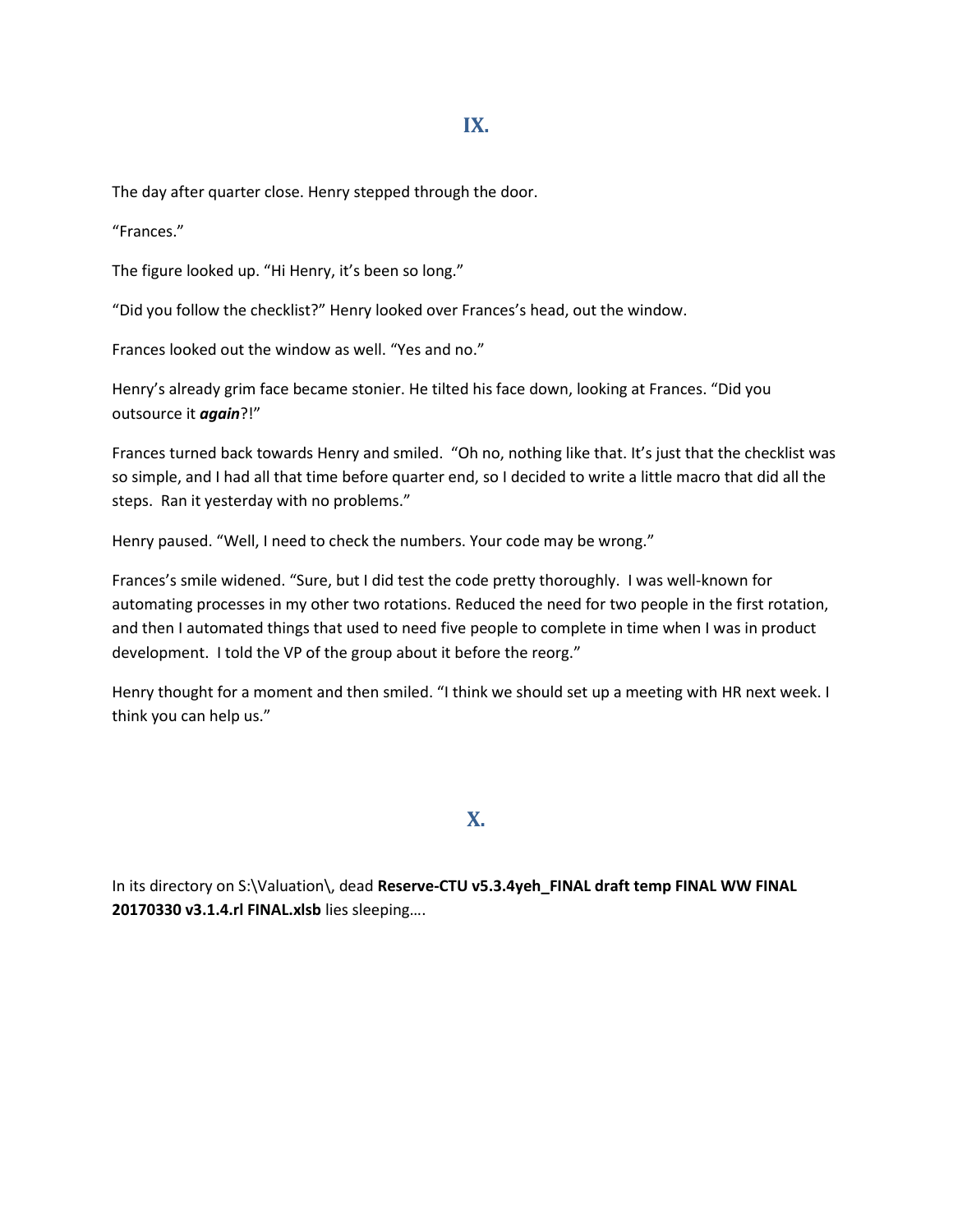## IX.

The day after quarter close. Henry stepped through the door.

"Frances."

The figure looked up. "Hi Henry, it's been so long."

"Did you follow the checklist?" Henry looked over Frances's head, out the window.

Frances looked out the window as well. "Yes and no."

Henry's already grim face became stonier. He tilted his face down, looking at Frances. "Did you outsource it ***again***?!"

Frances turned back towards Henry and smiled. "Oh no, nothing like that. It's just that the checklist was so simple, and I had all that time before quarter end, so I decided to write a little macro that did all the steps. Ran it yesterday with no problems."

Henry paused. "Well, I need to check the numbers. Your code may be wrong."

Frances's smile widened. "Sure, but I did test the code pretty thoroughly. I was well-known for automating processes in my other two rotations. Reduced the need for two people in the first rotation, and then I automated things that used to need five people to complete in time when I was in product development. I told the VP of the group about it before the reorg."

Henry thought for a moment and then smiled. "I think we should set up a meeting with HR next week. I think you can help us."

## X.

In its directory on S:\Valuation\, dead **Reserve-CTU v5.3.4yeh_FINAL draft temp FINAL WW FINAL 20170330 v3.1.4.rl FINAL.xlsb** lies sleeping….